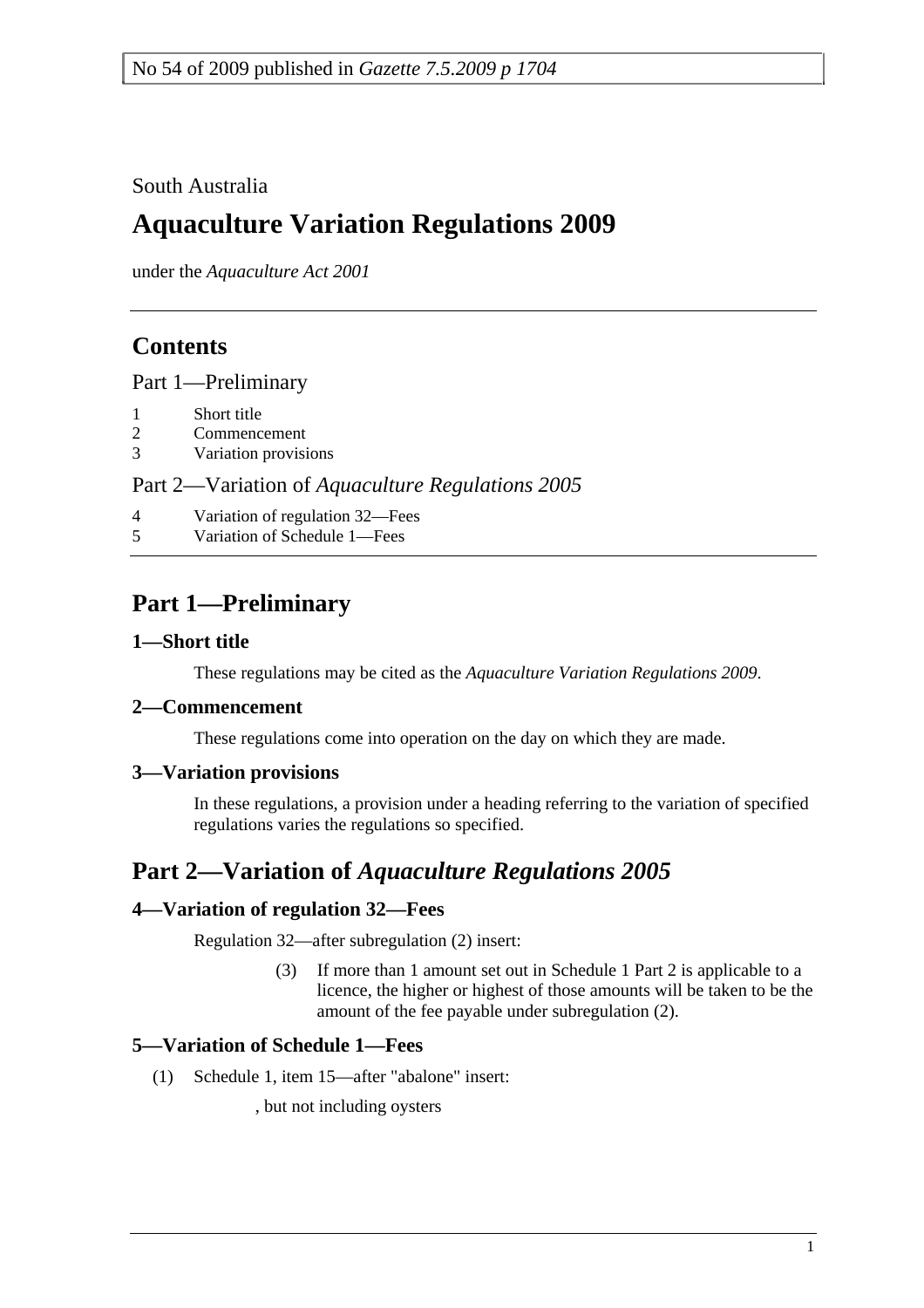No 54 of 2009 published in *Gazette 7.5.2009 p 1704*

South Australia

# Aquaculture Variation Regulations 2009

under the *Aquaculture Act 2001*

## Contents

Part 1—Preliminary

1 Short title
2 Commencement
3 Variation provisions

Part 2—Variation of *Aquaculture Regulations 2005*

4 Variation of regulation 32—Fees
5 Variation of Schedule 1—Fees

## Part 1—Preliminary

### 1—Short title

These regulations may be cited as the *Aquaculture Variation Regulations 2009*.

### 2—Commencement

These regulations come into operation on the day on which they are made.

### 3—Variation provisions

In these regulations, a provision under a heading referring to the variation of specified regulations varies the regulations so specified.

## Part 2—Variation of *Aquaculture Regulations 2005*

### 4—Variation of regulation 32—Fees

Regulation 32—after subregulation (2) insert:

(3) If more than 1 amount set out in Schedule 1 Part 2 is applicable to a licence, the higher or highest of those amounts will be taken to be the amount of the fee payable under subregulation (2).

### 5—Variation of Schedule 1—Fees

(1) Schedule 1, item 15—after "abalone" insert:

, but not including oysters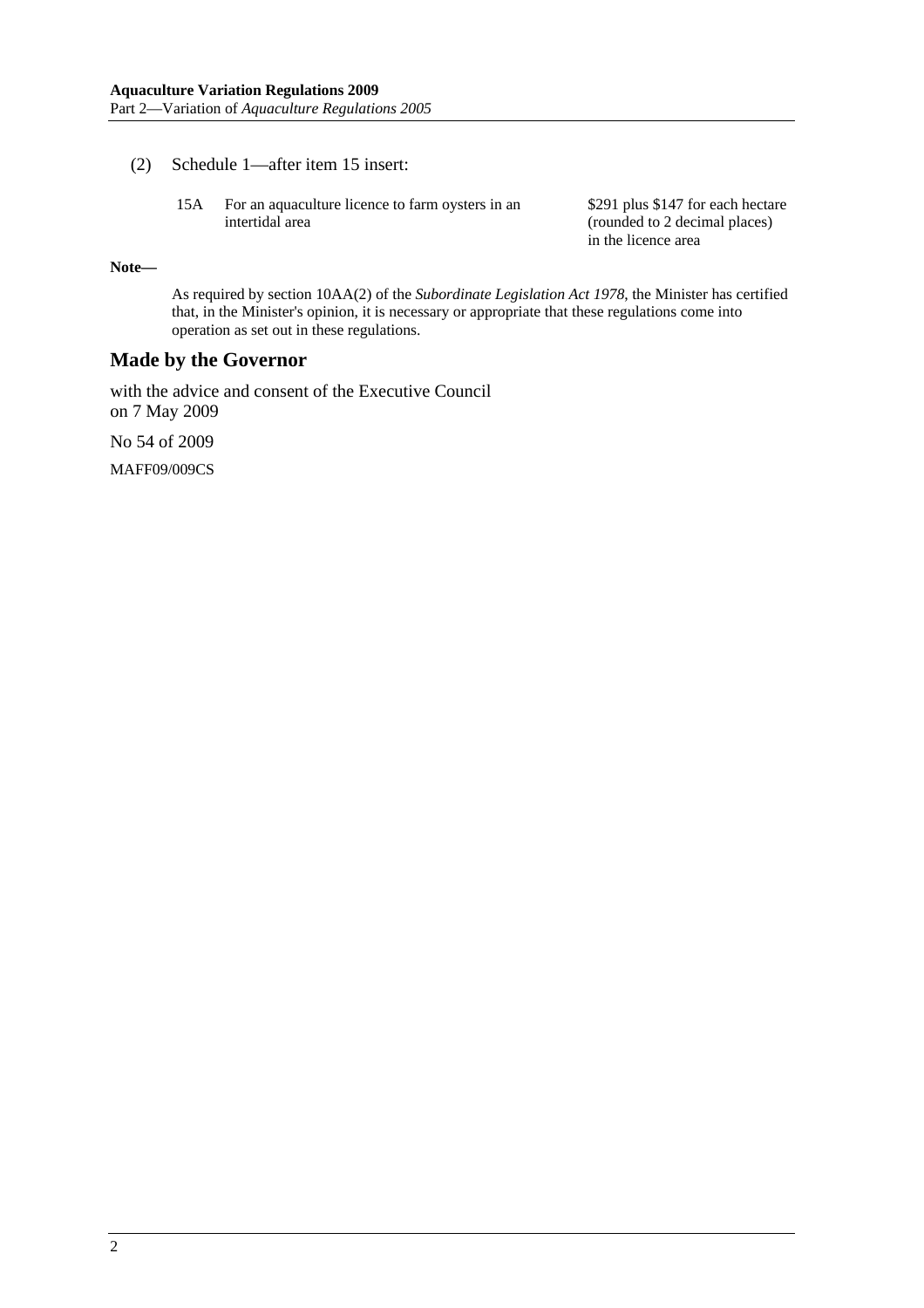(2) Schedule 1—after item 15 insert:

| | | |
|---|---|---|
| 15A | For an aquaculture licence to farm oysters in an intertidal area | $291 plus $147 for each hectare (rounded to 2 decimal places) in the licence area |

**Note—**

As required by section 10AA(2) of the *Subordinate Legislation Act 1978*, the Minister has certified that, in the Minister's opinion, it is necessary or appropriate that these regulations come into operation as set out in these regulations.

## Made by the Governor

with the advice and consent of the Executive Council on 7 May 2009

No 54 of 2009

MAFF09/009CS